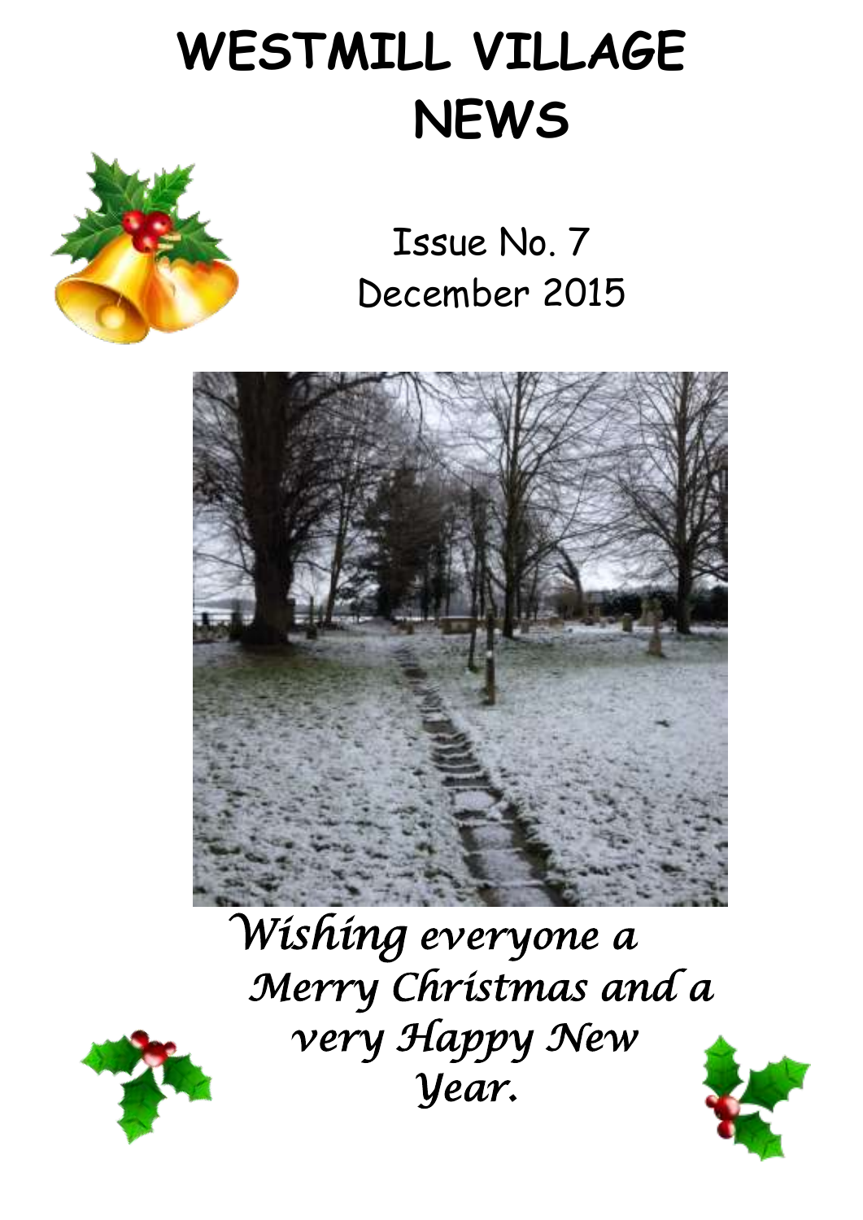# WESTMILL VILLAGE NEWS

Issue No. 7
December 2015

*Wishing everyone a Merry Christmas and a very Happy New Year.*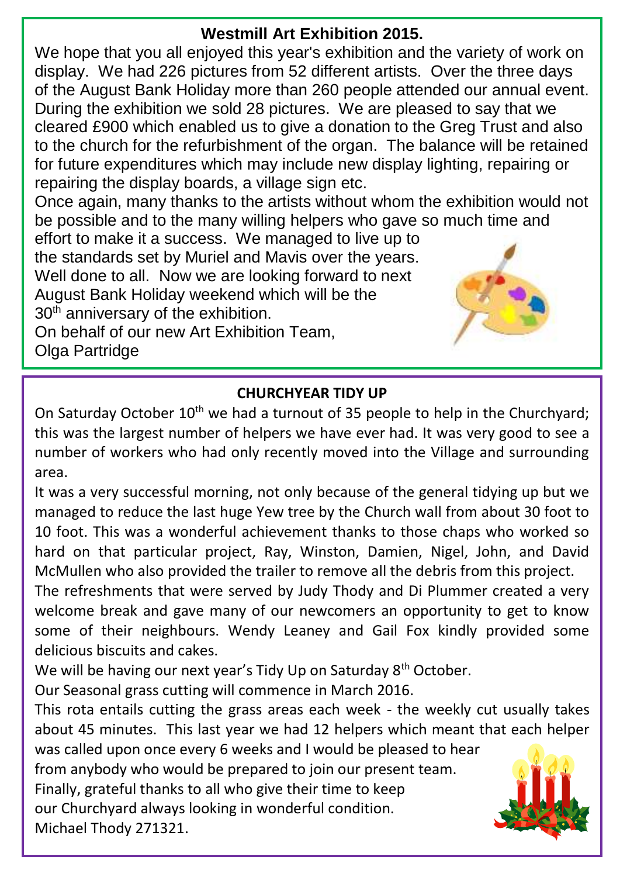## Westmill Art Exhibition 2015.

We hope that you all enjoyed this year's exhibition and the variety of work on display. We had 226 pictures from 52 different artists. Over the three days of the August Bank Holiday more than 260 people attended our annual event. During the exhibition we sold 28 pictures. We are pleased to say that we cleared £900 which enabled us to give a donation to the Greg Trust and also to the church for the refurbishment of the organ. The balance will be retained for future expenditures which may include new display lighting, repairing or repairing the display boards, a village sign etc.

Once again, many thanks to the artists without whom the exhibition would not be possible and to the many willing helpers who gave so much time and effort to make it a success. We managed to live up to the standards set by Muriel and Mavis over the years. Well done to all. Now we are looking forward to next August Bank Holiday weekend which will be the 30th anniversary of the exhibition.

On behalf of our new Art Exhibition Team,
Olga Partridge

## CHURCHYEAR TIDY UP

On Saturday October 10th we had a turnout of 35 people to help in the Churchyard; this was the largest number of helpers we have ever had. It was very good to see a number of workers who had only recently moved into the Village and surrounding area.

It was a very successful morning, not only because of the general tidying up but we managed to reduce the last huge Yew tree by the Church wall from about 30 foot to 10 foot. This was a wonderful achievement thanks to those chaps who worked so hard on that particular project, Ray, Winston, Damien, Nigel, John, and David McMullen who also provided the trailer to remove all the debris from this project.

The refreshments that were served by Judy Thody and Di Plummer created a very welcome break and gave many of our newcomers an opportunity to get to know some of their neighbours. Wendy Leaney and Gail Fox kindly provided some delicious biscuits and cakes.

We will be having our next year's Tidy Up on Saturday 8th October.

Our Seasonal grass cutting will commence in March 2016.

This rota entails cutting the grass areas each week - the weekly cut usually takes about 45 minutes. This last year we had 12 helpers which meant that each helper was called upon once every 6 weeks and I would be pleased to hear from anybody who would be prepared to join our present team.

Finally, grateful thanks to all who give their time to keep our Churchyard always looking in wonderful condition.

Michael Thody 271321.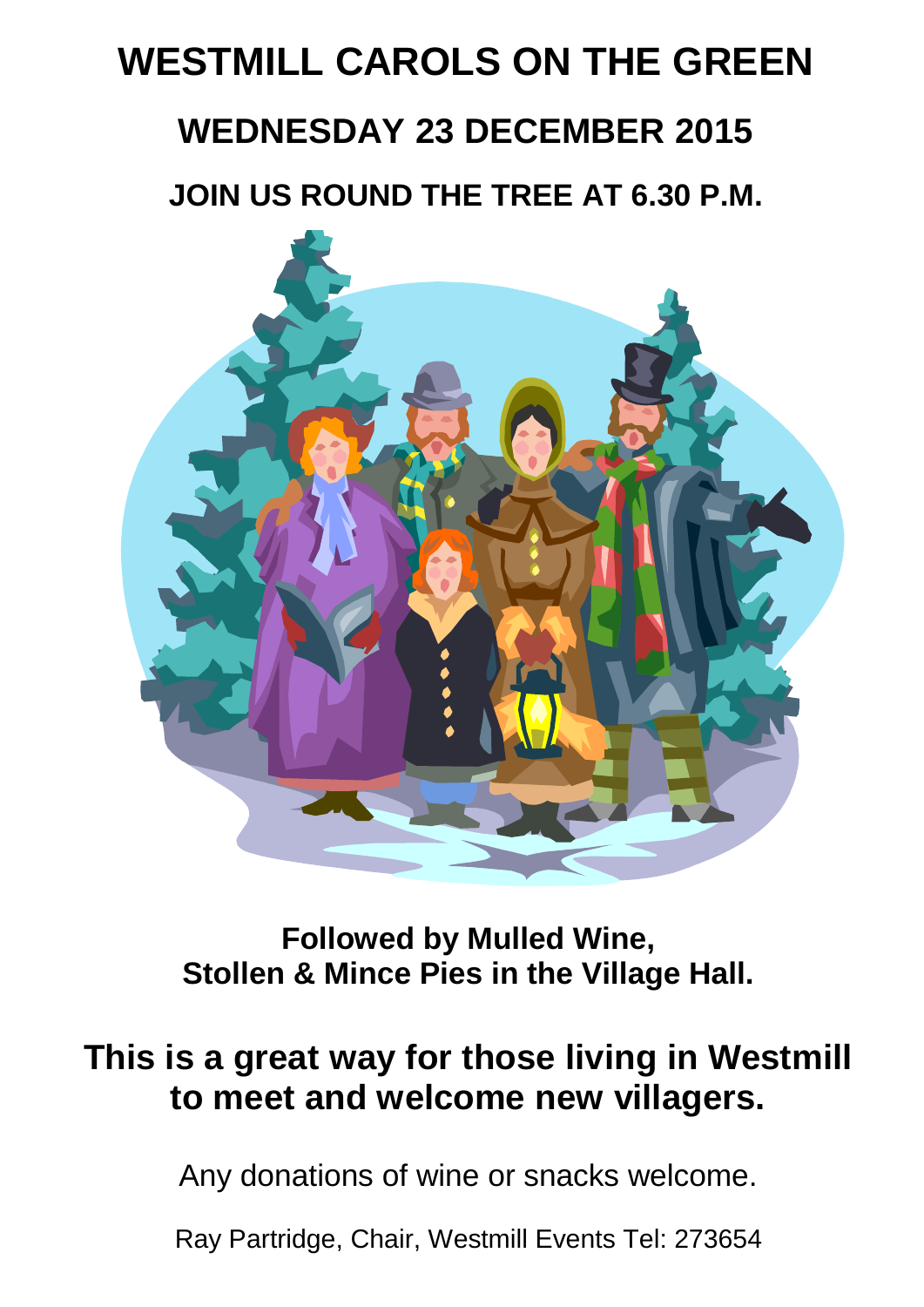# WESTMILL CAROLS ON THE GREEN

## WEDNESDAY 23 DECEMBER 2015

### JOIN US ROUND THE TREE AT 6.30 P.M.

**Followed by Mulled Wine,**
**Stollen & Mince Pies in the Village Hall.**

**This is a great way for those living in Westmill to meet and welcome new villagers.**

Any donations of wine or snacks welcome.

Ray Partridge, Chair, Westmill Events Tel: 273654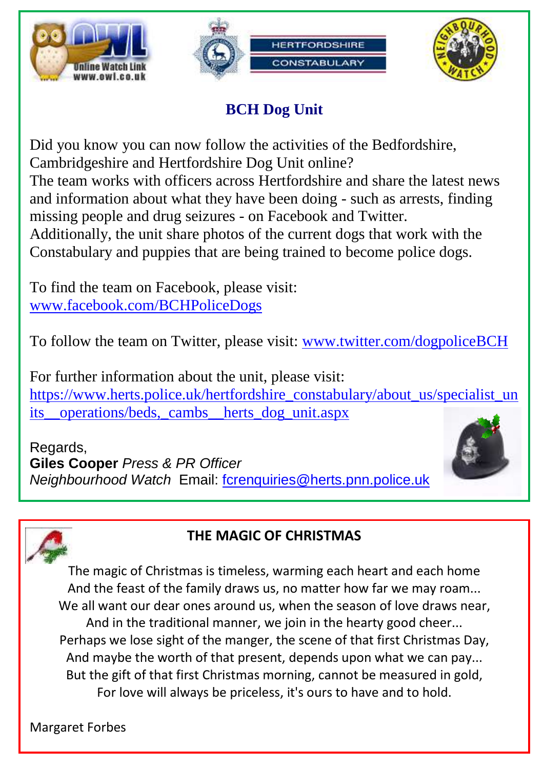## BCH Dog Unit

Did you know you can now follow the activities of the Bedfordshire, Cambridgeshire and Hertfordshire Dog Unit online?
The team works with officers across Hertfordshire and share the latest news and information about what they have been doing - such as arrests, finding missing people and drug seizures - on Facebook and Twitter.
Additionally, the unit share photos of the current dogs that work with the Constabulary and puppies that are being trained to become police dogs.

To find the team on Facebook, please visit:
www.facebook.com/BCHPoliceDogs

To follow the team on Twitter, please visit: www.twitter.com/dogpoliceBCH

For further information about the unit, please visit:
https://www.herts.police.uk/hertfordshire_constabulary/about_us/specialist_units__operations/beds,_cambs__herts_dog_unit.aspx

Regards,
**Giles Cooper** *Press & PR Officer*
*Neighbourhood Watch* Email: fcrenquiries@herts.pnn.police.uk

## THE MAGIC OF CHRISTMAS

The magic of Christmas is timeless, warming each heart and each home
And the feast of the family draws us, no matter how far we may roam...
We all want our dear ones around us, when the season of love draws near,
And in the traditional manner, we join in the hearty good cheer...
Perhaps we lose sight of the manger, the scene of that first Christmas Day,
And maybe the worth of that present, depends upon what we can pay...
But the gift of that first Christmas morning, cannot be measured in gold,
For love will always be priceless, it's ours to have and to hold.

Margaret Forbes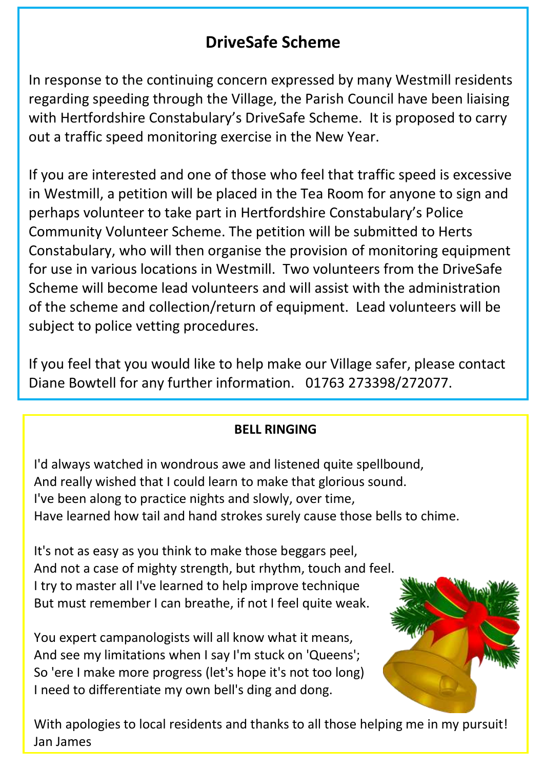## DriveSafe Scheme

In response to the continuing concern expressed by many Westmill residents regarding speeding through the Village, the Parish Council have been liaising with Hertfordshire Constabulary's DriveSafe Scheme. It is proposed to carry out a traffic speed monitoring exercise in the New Year.

If you are interested and one of those who feel that traffic speed is excessive in Westmill, a petition will be placed in the Tea Room for anyone to sign and perhaps volunteer to take part in Hertfordshire Constabulary's Police Community Volunteer Scheme. The petition will be submitted to Herts Constabulary, who will then organise the provision of monitoring equipment for use in various locations in Westmill. Two volunteers from the DriveSafe Scheme will become lead volunteers and will assist with the administration of the scheme and collection/return of equipment. Lead volunteers will be subject to police vetting procedures.

If you feel that you would like to help make our Village safer, please contact Diane Bowtell for any further information. 01763 273398/272077.

### BELL RINGING

I'd always watched in wondrous awe and listened quite spellbound,
And really wished that I could learn to make that glorious sound.
I've been along to practice nights and slowly, over time,
Have learned how tail and hand strokes surely cause those bells to chime.

It's not as easy as you think to make those beggars peel,
And not a case of mighty strength, but rhythm, touch and feel.
I try to master all I've learned to help improve technique
But must remember I can breathe, if not I feel quite weak.

You expert campanologists will all know what it means,
And see my limitations when I say I'm stuck on 'Queens';
So 'ere I make more progress (let's hope it's not too long)
I need to differentiate my own bell's ding and dong.

With apologies to local residents and thanks to all those helping me in my pursuit!
Jan James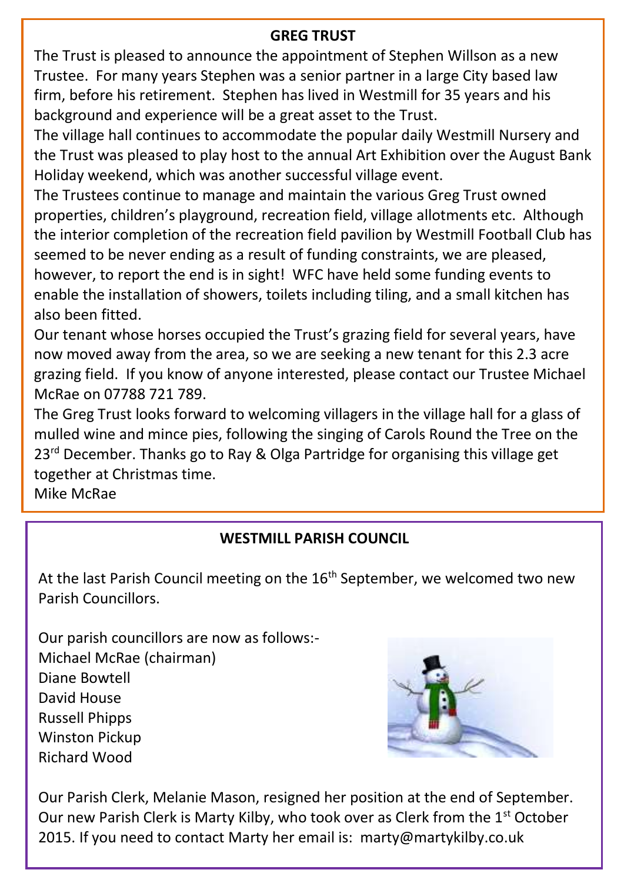## GREG TRUST

The Trust is pleased to announce the appointment of Stephen Willson as a new Trustee. For many years Stephen was a senior partner in a large City based law firm, before his retirement. Stephen has lived in Westmill for 35 years and his background and experience will be a great asset to the Trust.

The village hall continues to accommodate the popular daily Westmill Nursery and the Trust was pleased to play host to the annual Art Exhibition over the August Bank Holiday weekend, which was another successful village event.

The Trustees continue to manage and maintain the various Greg Trust owned properties, children's playground, recreation field, village allotments etc. Although the interior completion of the recreation field pavilion by Westmill Football Club has seemed to be never ending as a result of funding constraints, we are pleased, however, to report the end is in sight! WFC have held some funding events to enable the installation of showers, toilets including tiling, and a small kitchen has also been fitted.

Our tenant whose horses occupied the Trust's grazing field for several years, have now moved away from the area, so we are seeking a new tenant for this 2.3 acre grazing field. If you know of anyone interested, please contact our Trustee Michael McRae on 07788 721 789.

The Greg Trust looks forward to welcoming villagers in the village hall for a glass of mulled wine and mince pies, following the singing of Carols Round the Tree on the 23rd December. Thanks go to Ray & Olga Partridge for organising this village get together at Christmas time.

Mike McRae

## WESTMILL PARISH COUNCIL

At the last Parish Council meeting on the 16th September, we welcomed two new Parish Councillors.

Our parish councillors are now as follows:-
Michael McRae (chairman)
Diane Bowtell
David House
Russell Phipps
Winston Pickup
Richard Wood

Our Parish Clerk, Melanie Mason, resigned her position at the end of September. Our new Parish Clerk is Marty Kilby, who took over as Clerk from the 1st October 2015. If you need to contact Marty her email is: marty@martykilby.co.uk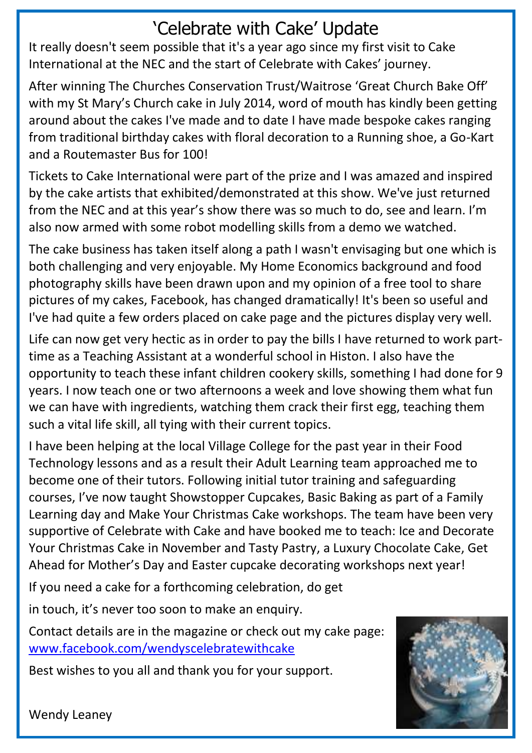# 'Celebrate with Cake' Update

It really doesn't seem possible that it's a year ago since my first visit to Cake International at the NEC and the start of Celebrate with Cakes' journey.

After winning The Churches Conservation Trust/Waitrose 'Great Church Bake Off' with my St Mary's Church cake in July 2014, word of mouth has kindly been getting around about the cakes I've made and to date I have made bespoke cakes ranging from traditional birthday cakes with floral decoration to a Running shoe, a Go-Kart and a Routemaster Bus for 100!

Tickets to Cake International were part of the prize and I was amazed and inspired by the cake artists that exhibited/demonstrated at this show. We've just returned from the NEC and at this year's show there was so much to do, see and learn. I'm also now armed with some robot modelling skills from a demo we watched.

The cake business has taken itself along a path I wasn't envisaging but one which is both challenging and very enjoyable. My Home Economics background and food photography skills have been drawn upon and my opinion of a free tool to share pictures of my cakes, Facebook, has changed dramatically! It's been so useful and I've had quite a few orders placed on cake page and the pictures display very well.

Life can now get very hectic as in order to pay the bills I have returned to work part-time as a Teaching Assistant at a wonderful school in Histon. I also have the opportunity to teach these infant children cookery skills, something I had done for 9 years. I now teach one or two afternoons a week and love showing them what fun we can have with ingredients, watching them crack their first egg, teaching them such a vital life skill, all tying with their current topics.

I have been helping at the local Village College for the past year in their Food Technology lessons and as a result their Adult Learning team approached me to become one of their tutors. Following initial tutor training and safeguarding courses, I've now taught Showstopper Cupcakes, Basic Baking as part of a Family Learning day and Make Your Christmas Cake workshops. The team have been very supportive of Celebrate with Cake and have booked me to teach: Ice and Decorate Your Christmas Cake in November and Tasty Pastry, a Luxury Chocolate Cake, Get Ahead for Mother's Day and Easter cupcake decorating workshops next year!

If you need a cake for a forthcoming celebration, do get in touch, it's never too soon to make an enquiry.

Contact details are in the magazine or check out my cake page: [www.facebook.com/wendyscelebratewithcake](www.facebook.com/wendyscelebratewithcake)

Best wishes to you all and thank you for your support.

Wendy Leaney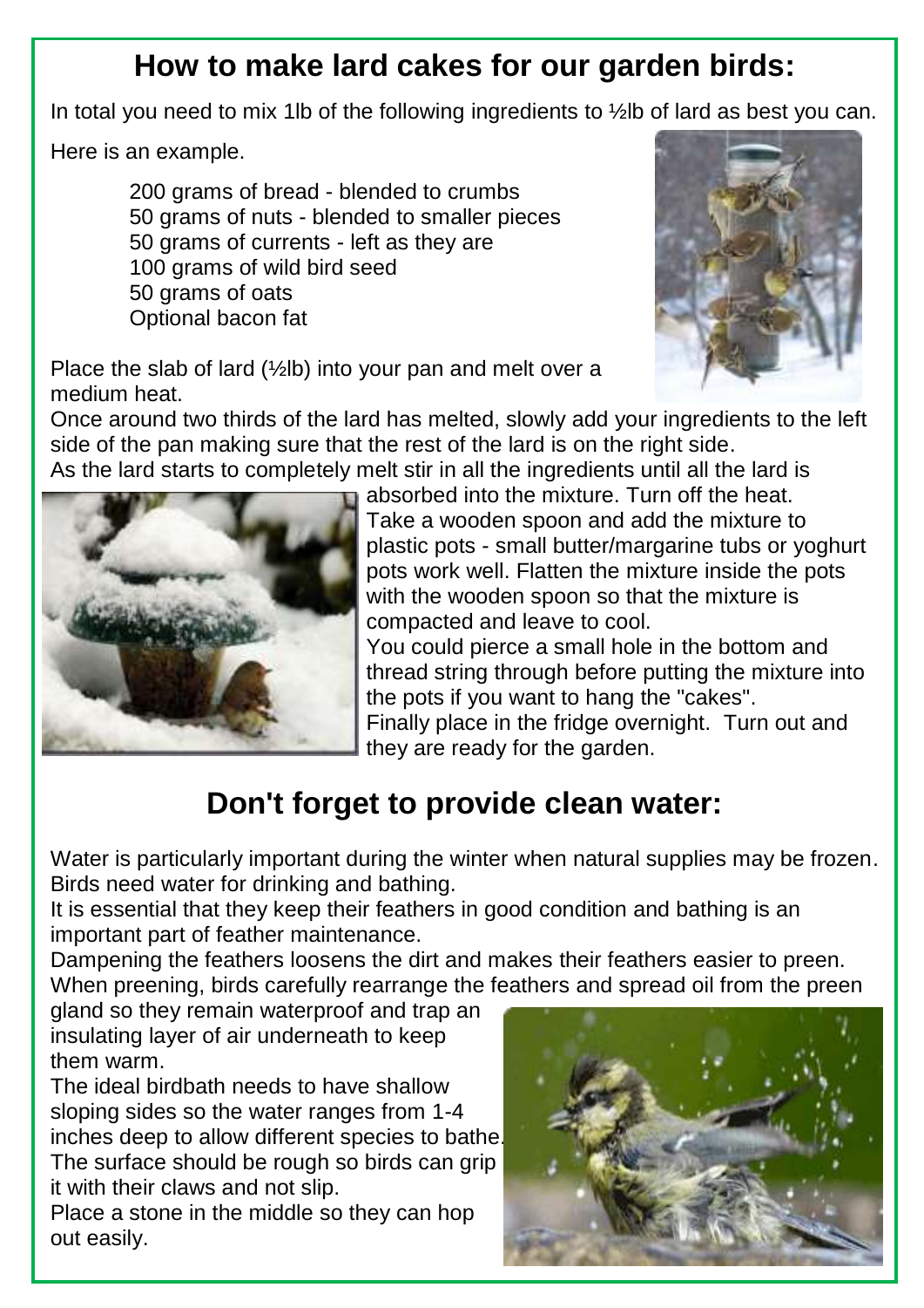## How to make lard cakes for our garden birds:

In total you need to mix 1lb of the following ingredients to ½lb of lard as best you can.

Here is an example.

200 grams of bread - blended to crumbs
50 grams of nuts - blended to smaller pieces
50 grams of currents - left as they are
100 grams of wild bird seed
50 grams of oats
Optional bacon fat

Place the slab of lard (½lb) into your pan and melt over a medium heat.

Once around two thirds of the lard has melted, slowly add your ingredients to the left side of the pan making sure that the rest of the lard is on the right side.

As the lard starts to completely melt stir in all the ingredients until all the lard is absorbed into the mixture. Turn off the heat.

Take a wooden spoon and add the mixture to plastic pots - small butter/margarine tubs or yoghurt pots work well. Flatten the mixture inside the pots with the wooden spoon so that the mixture is compacted and leave to cool.

You could pierce a small hole in the bottom and thread string through before putting the mixture into the pots if you want to hang the "cakes".

Finally place in the fridge overnight. Turn out and they are ready for the garden.

## Don't forget to provide clean water:

Water is particularly important during the winter when natural supplies may be frozen. Birds need water for drinking and bathing.

It is essential that they keep their feathers in good condition and bathing is an important part of feather maintenance.

Dampening the feathers loosens the dirt and makes their feathers easier to preen.

When preening, birds carefully rearrange the feathers and spread oil from the preen gland so they remain waterproof and trap an insulating layer of air underneath to keep them warm.

The ideal birdbath needs to have shallow sloping sides so the water ranges from 1-4 inches deep to allow different species to bathe.

The surface should be rough so birds can grip it with their claws and not slip.

Place a stone in the middle so they can hop out easily.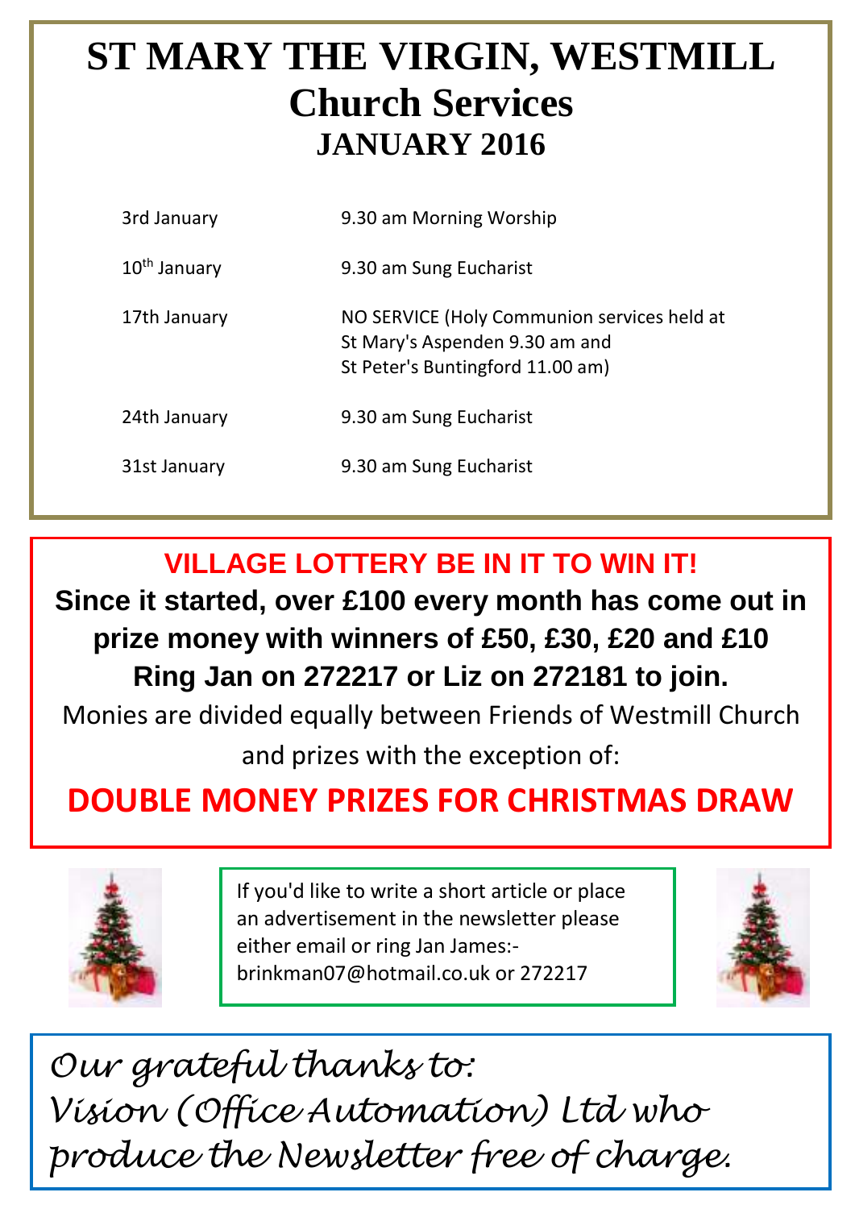# ST MARY THE VIRGIN, WESTMILL

## Church Services

### JANUARY 2016

| | |
|---|---|
| 3rd January | 9.30 am Morning Worship |
| 10th January | 9.30 am Sung Eucharist |
| 17th January | NO SERVICE (Holy Communion services held at St Mary's Aspenden 9.30 am and St Peter's Buntingford 11.00 am) |
| 24th January | 9.30 am Sung Eucharist |
| 31st January | 9.30 am Sung Eucharist |

**VILLAGE LOTTERY BE IN IT TO WIN IT!**

**Since it started, over £100 every month has come out in prize money with winners of £50, £30, £20 and £10**
**Ring Jan on 272217 or Liz on 272181 to join.**

Monies are divided equally between Friends of Westmill Church and prizes with the exception of:

**DOUBLE MONEY PRIZES FOR CHRISTMAS DRAW**

If you'd like to write a short article or place an advertisement in the newsletter please either email or ring Jan James:- brinkman07@hotmail.co.uk or 272217

*Our grateful thanks to:*
*Vision (Office Automation) Ltd who produce the Newsletter free of charge.*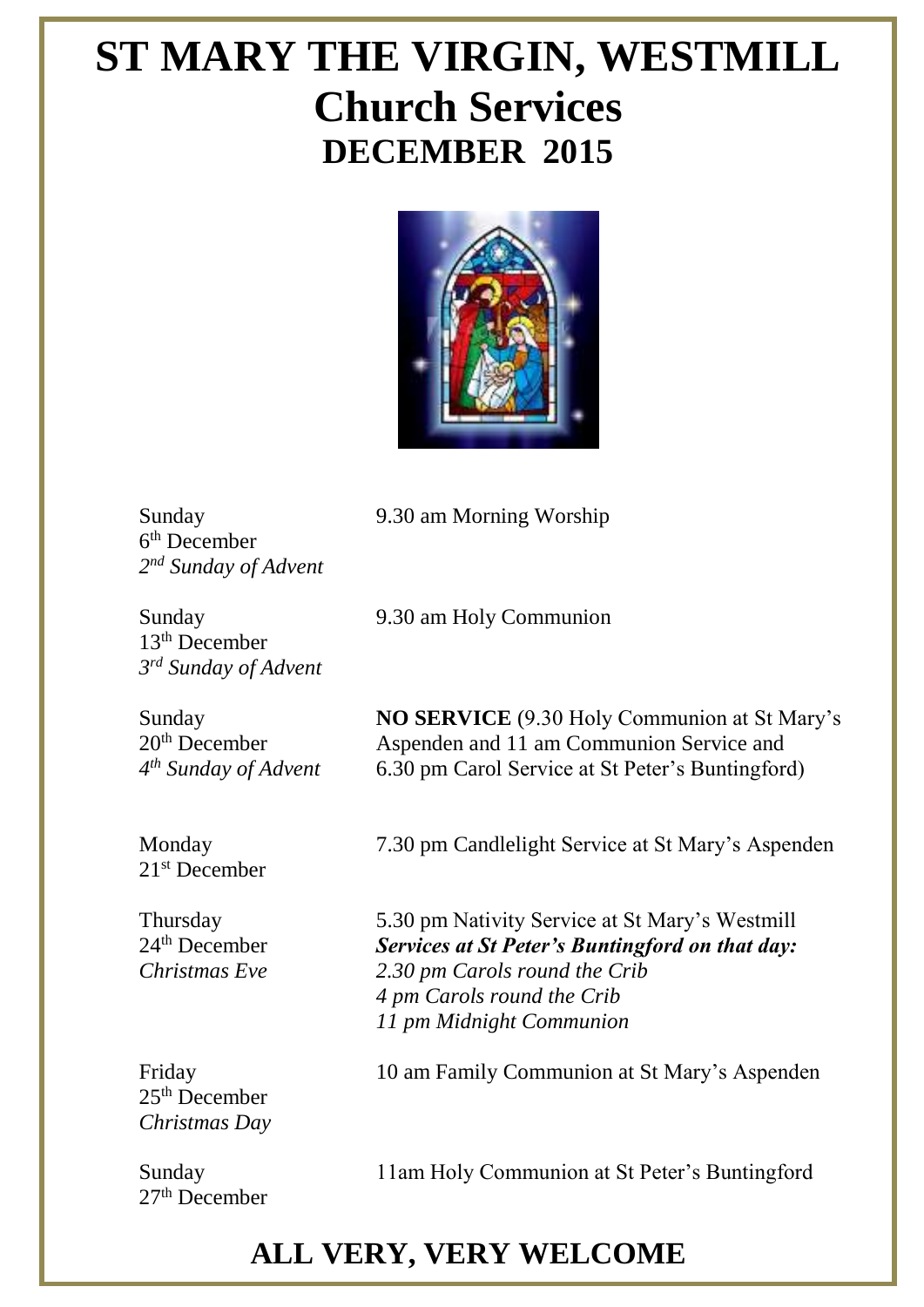# ST MARY THE VIRGIN, WESTMILL
# Church Services
## DECEMBER 2015

| | |
|---|---|
| Sunday<br>6th December<br>*2nd Sunday of Advent* | 9.30 am Morning Worship |
| Sunday<br>13th December<br>*3rd Sunday of Advent* | 9.30 am Holy Communion |
| Sunday<br>20th December<br>*4th Sunday of Advent* | **NO SERVICE** (9.30 Holy Communion at St Mary's Aspenden and 11 am Communion Service and 6.30 pm Carol Service at St Peter's Buntingford) |
| Monday<br>21st December | 7.30 pm Candlelight Service at St Mary's Aspenden |
| Thursday<br>24th December<br>*Christmas Eve* | 5.30 pm Nativity Service at St Mary's Westmill<br>***Services at St Peter's Buntingford on that day:***<br>*2.30 pm Carols round the Crib*<br>*4 pm Carols round the Crib*<br>*11 pm Midnight Communion* |
| Friday<br>25th December<br>*Christmas Day* | 10 am Family Communion at St Mary's Aspenden |
| Sunday<br>27th December | 11am Holy Communion at St Peter's Buntingford |

## ALL VERY, VERY WELCOME